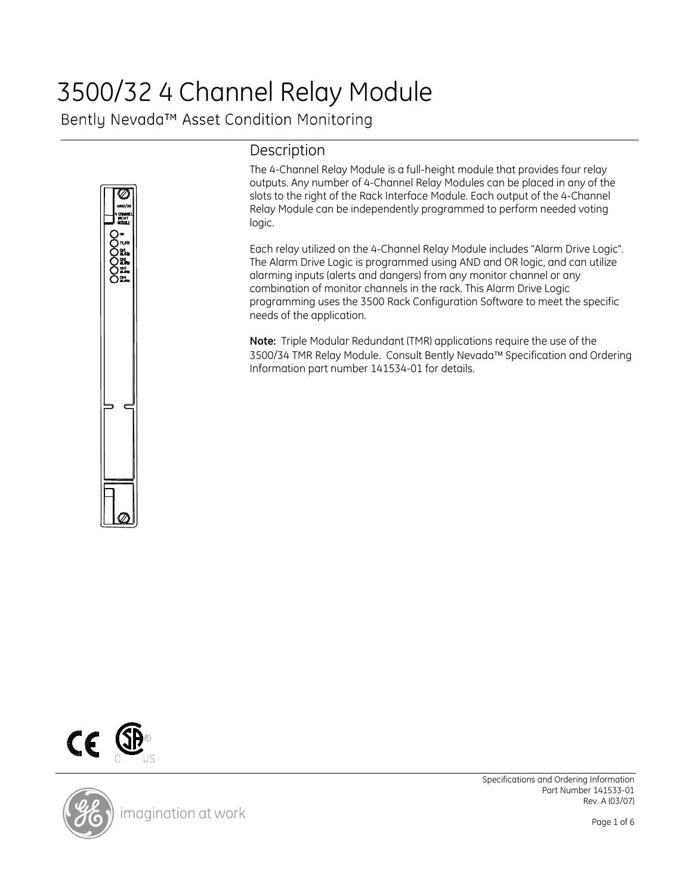# 3500/32 4 Channel Relay Module

Bently Nevada™ Asset Condition Monitoring

## Description

The 4-Channel Relay Module is a full-height module that provides four relay outputs. Any number of 4-Channel Relay Modules can be placed in any of the slots to the right of the Rack Interface Module. Each output of the 4-Channel Relay Module can be independently programmed to perform needed voting logic.

Each relay utilized on the 4-Channel Relay Module includes "Alarm Drive Logic". The Alarm Drive Logic is programmed using AND and OR logic, and can utilize alarming inputs (alerts and dangers) from any monitor channel or any combination of monitor channels in the rack. This Alarm Drive Logic programming uses the 3500 Rack Configuration Software to meet the specific needs of the application.

**Note:** Triple Modular Redundant (TMR) applications require the use of the 3500/34 TMR Relay Module. Consult Bently Nevada™ Specification and Ordering Information part number 141534-01 for details.

Specifications and Ordering Information
Part Number 141533-01
Rev. A (03/07)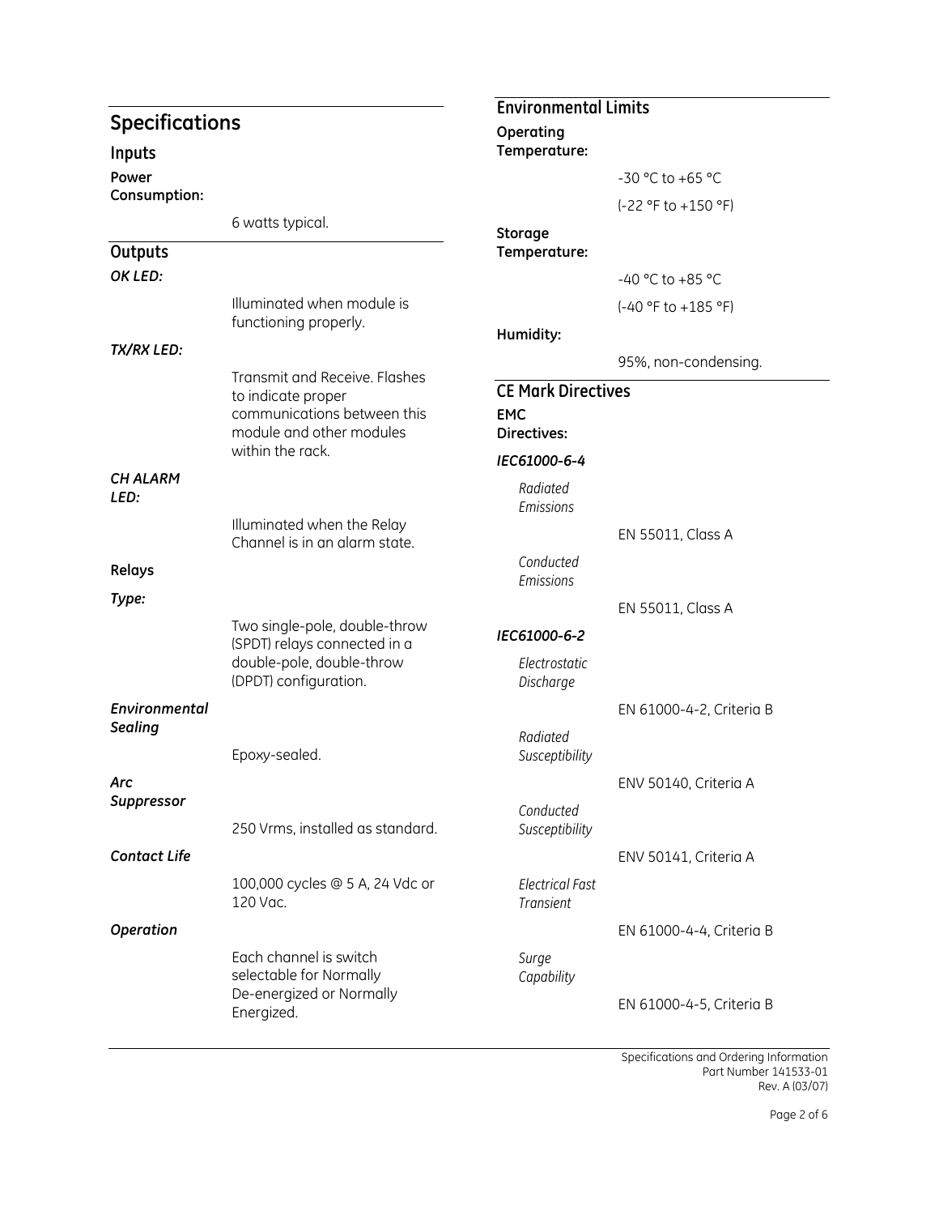## Specifications

### Inputs

**Power Consumption:**

6 watts typical.

### Outputs

***OK LED:***

Illuminated when module is functioning properly.

***TX/RX LED:***

Transmit and Receive. Flashes to indicate proper communications between this module and other modules within the rack.

***CH ALARM LED:***

Illuminated when the Relay Channel is in an alarm state.

**Relays**

***Type:***

Two single-pole, double-throw (SPDT) relays connected in a double-pole, double-throw (DPDT) configuration.

***Environmental Sealing***

Epoxy-sealed.

***Arc Suppressor***

250 Vrms, installed as standard.

***Contact Life***

100,000 cycles @ 5 A, 24 Vdc or 120 Vac.

***Operation***

Each channel is switch selectable for Normally De-energized or Normally Energized.

### Environmental Limits

**Operating Temperature:**

-30 °C to +65 °C

(-22 °F to +150 °F)

**Storage Temperature:**

-40 °C to +85 °C

(-40 °F to +185 °F)

**Humidity:**

95%, non-condensing.

### CE Mark Directives

**EMC Directives:**

***IEC61000-6-4***

*Radiated Emissions*

EN 55011, Class A

*Conducted Emissions*

EN 55011, Class A

***IEC61000-6-2***

*Electrostatic Discharge*

EN 61000-4-2, Criteria B

*Radiated Susceptibility*

ENV 50140, Criteria A

*Conducted Susceptibility*

ENV 50141, Criteria A

*Electrical Fast Transient*

EN 61000-4-4, Criteria B

*Surge Capability*

EN 61000-4-5, Criteria B

Specifications and Ordering Information
Part Number 141533-01
Rev. A (03/07)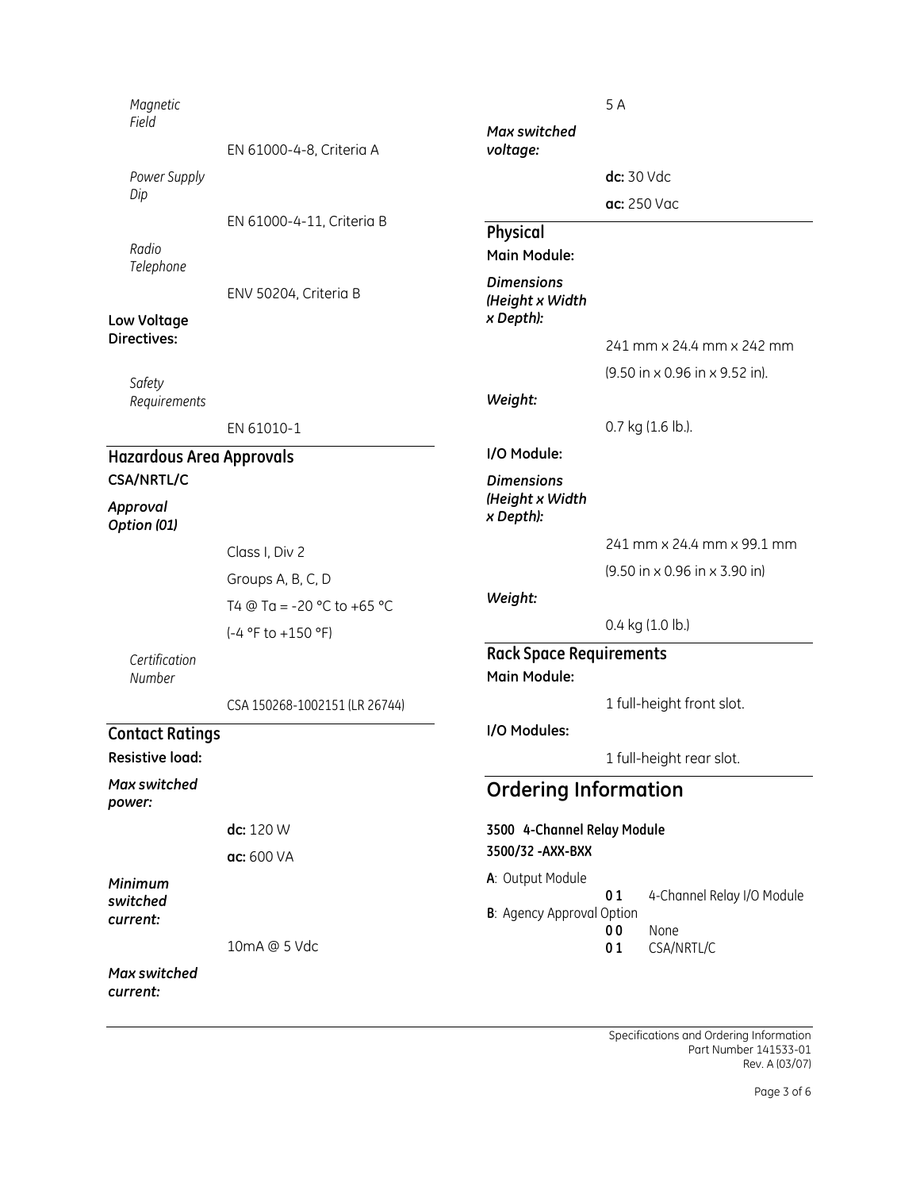*Magnetic Field*

EN 61000-4-8, Criteria A

*Power Supply Dip*

EN 61000-4-11, Criteria B

*Radio Telephone*

ENV 50204, Criteria B

**Low Voltage Directives:**

*Safety Requirements*

EN 61010-1

## Hazardous Area Approvals

**CSA/NRTL/C**

***Approval Option (01)***

Class I, Div 2

Groups A, B, C, D

T4 @ Ta = -20 °C to +65 °C

(-4 °F to +150 °F)

*Certification Number*

CSA 150268-1002151 (LR 26744)

## Contact Ratings

**Resistive load:**

***Max switched power:***

**dc:** 120 W

**ac:** 600 VA

***Minimum switched current:***

10mA @ 5 Vdc

***Max switched current:***

5 A

***Max switched voltage:***

**dc:** 30 Vdc

**ac:** 250 Vac

## Physical

**Main Module:**

***Dimensions (Height x Width x Depth):***

241 mm x 24.4 mm x 242 mm

(9.50 in x 0.96 in x 9.52 in).

***Weight:***

0.7 kg (1.6 lb.).

**I/O Module:**

***Dimensions (Height x Width x Depth):***

241 mm x 24.4 mm x 99.1 mm

(9.50 in x 0.96 in x 3.90 in)

***Weight:***

0.4 kg (1.0 lb.)

## Rack Space Requirements

**Main Module:**

1 full-height front slot.

**I/O Modules:**

1 full-height rear slot.

# Ordering Information

**3500 4-Channel Relay Module**

**3500/32 -AXX-BXX**

**A**: Output Module

- **01** 4-Channel Relay I/O Module

**B**: Agency Approval Option

- **00** None
- **01** CSA/NRTL/C

Specifications and Ordering Information
Part Number 141533-01
Rev. A (03/07)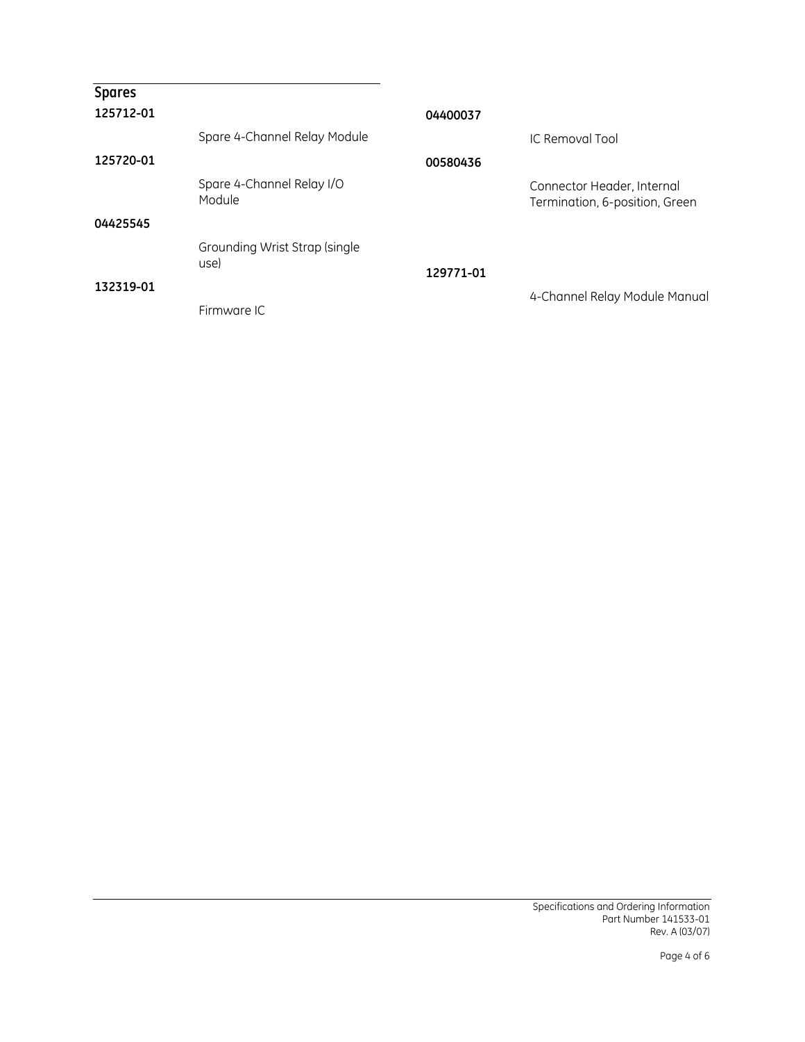## Spares

**125712-01**

Spare 4-Channel Relay Module

**125720-01**

Spare 4-Channel Relay I/O Module

**04425545**

Grounding Wrist Strap (single use)

**132319-01**

Firmware IC

**04400037**

IC Removal Tool

**00580436**

Connector Header, Internal Termination, 6-position, Green

**129771-01**

4-Channel Relay Module Manual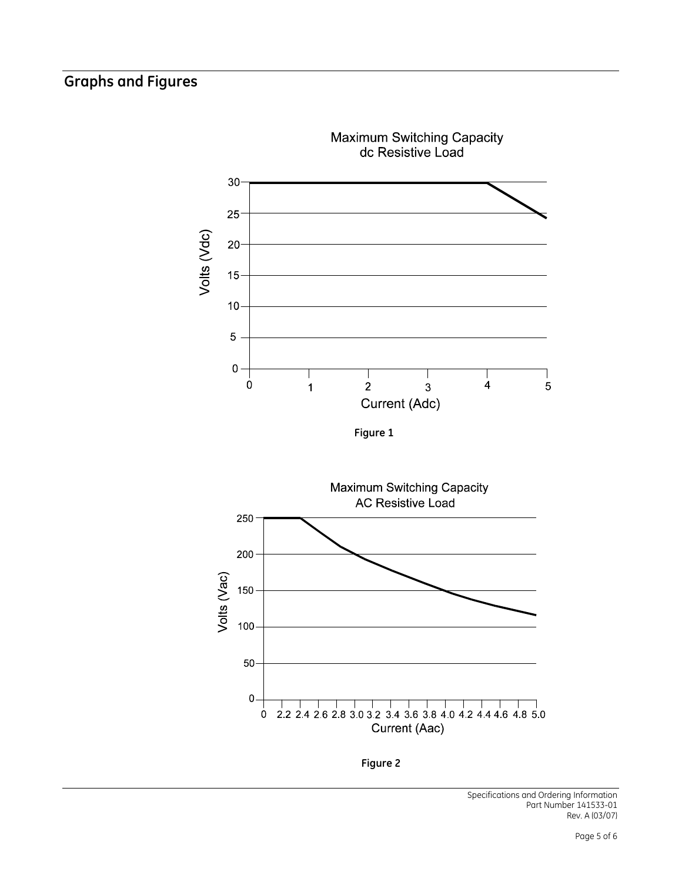## Graphs and Figures

Figure 1

Figure 2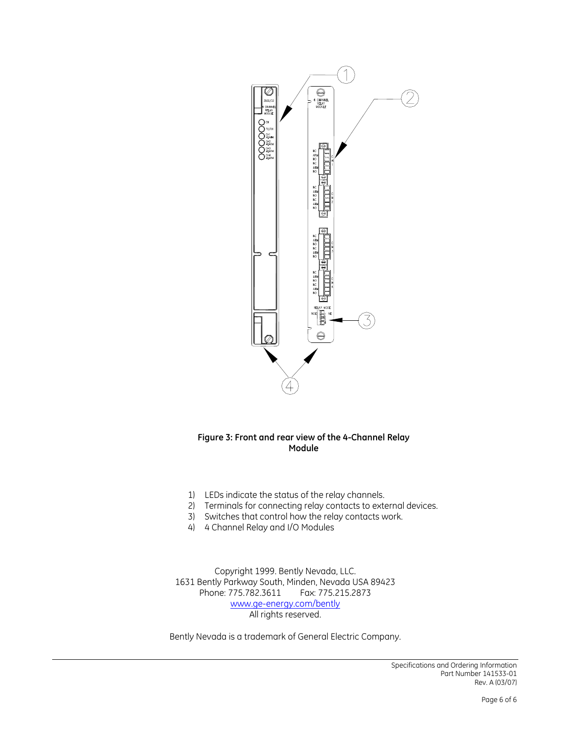**Figure 3: Front and rear view of the 4-Channel Relay Module**

1) LEDs indicate the status of the relay channels.
2) Terminals for connecting relay contacts to external devices.
3) Switches that control how the relay contacts work.
4) 4 Channel Relay and I/O Modules

Copyright 1999. Bently Nevada, LLC.
1631 Bently Parkway South, Minden, Nevada USA 89423
Phone: 775.782.3611 Fax: 775.215.2873
www.ge-energy.com/bently
All rights reserved.

Bently Nevada is a trademark of General Electric Company.

Specifications and Ordering Information
Part Number 141533-01
Rev. A (03/07)